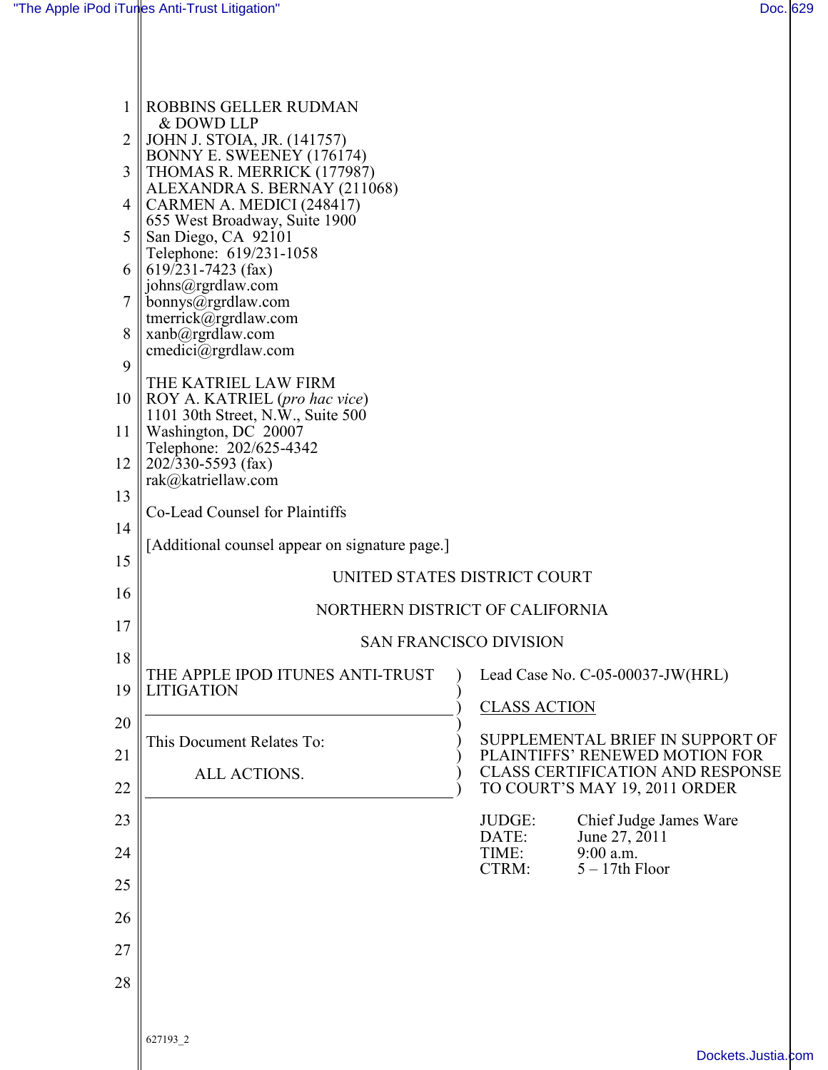ROBBINS GELLER RUDMAN
& DOWD LLP
JOHN J. STOIA, JR. (141757)
BONNY E. SWEENEY (176174)
THOMAS R. MERRICK (177987)
ALEXANDRA S. BERNAY (211068)
CARMEN A. MEDICI (248417)
655 West Broadway, Suite 1900
San Diego, CA 92101
Telephone: 619/231-1058
619/231-7423 (fax)
johns@rgrdlaw.com
bonnys@rgrdlaw.com
tmerrick@rgrdlaw.com
xanb@rgrdlaw.com
cmedici@rgrdlaw.com

THE KATRIEL LAW FIRM
ROY A. KATRIEL (*pro hac vice*)
1101 30th Street, N.W., Suite 500
Washington, DC 20007
Telephone: 202/625-4342
202/330-5593 (fax)
rak@katriellaw.com

Co-Lead Counsel for Plaintiffs

[Additional counsel appear on signature page.]

UNITED STATES DISTRICT COURT

NORTHERN DISTRICT OF CALIFORNIA

SAN FRANCISCO DIVISION

THE APPLE IPOD ITUNES ANTI-TRUST LITIGATION

This Document Relates To:

ALL ACTIONS.

Lead Case No. C-05-00037-JW(HRL)

CLASS ACTION

SUPPLEMENTAL BRIEF IN SUPPORT OF PLAINTIFFS' RENEWED MOTION FOR CLASS CERTIFICATION AND RESPONSE TO COURT'S MAY 19, 2011 ORDER

JUDGE: Chief Judge James Ware
DATE: June 27, 2011
TIME: 9:00 a.m.
CTRM: 5 – 17th Floor

627193_2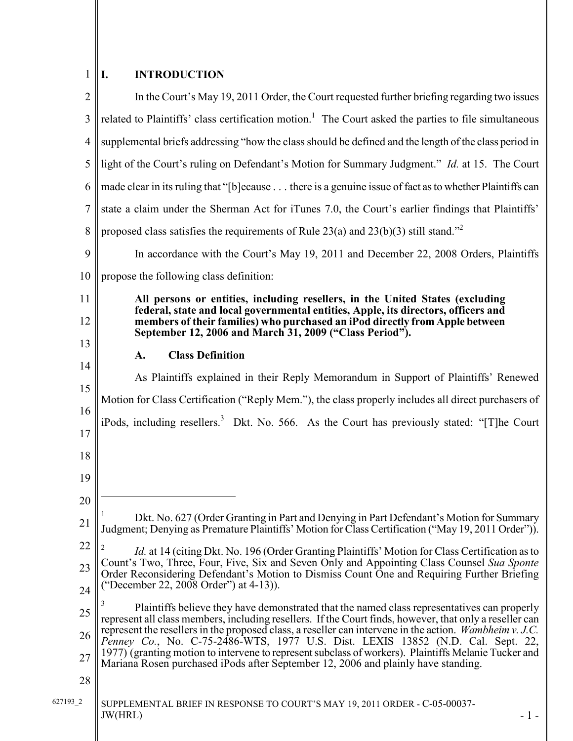# I. INTRODUCTION

In the Court's May 19, 2011 Order, the Court requested further briefing regarding two issues related to Plaintiffs' class certification motion.[1] The Court asked the parties to file simultaneous supplemental briefs addressing "how the class should be defined and the length of the class period in light of the Court's ruling on Defendant's Motion for Summary Judgment." *Id.* at 15. The Court made clear in its ruling that "[b]ecause . . . there is a genuine issue of fact as to whether Plaintiffs can state a claim under the Sherman Act for iTunes 7.0, the Court's earlier findings that Plaintiffs' proposed class satisfies the requirements of Rule 23(a) and 23(b)(3) still stand."[2]

In accordance with the Court's May 19, 2011 and December 22, 2008 Orders, Plaintiffs propose the following class definition:

> **All persons or entities, including resellers, in the United States (excluding federal, state and local governmental entities, Apple, its directors, officers and members of their families) who purchased an iPod directly from Apple between September 12, 2006 and March 31, 2009 ("Class Period").**

## A. Class Definition

As Plaintiffs explained in their Reply Memorandum in Support of Plaintiffs' Renewed Motion for Class Certification ("Reply Mem."), the class properly includes all direct purchasers of iPods, including resellers.[3] Dkt. No. 566. As the Court has previously stated: "[T]he Court

---

[1] Dkt. No. 627 (Order Granting in Part and Denying in Part Defendant's Motion for Summary Judgment; Denying as Premature Plaintiffs' Motion for Class Certification ("May 19, 2011 Order")).

[2] *Id.* at 14 (citing Dkt. No. 196 (Order Granting Plaintiffs' Motion for Class Certification as to Count's Two, Three, Four, Five, Six and Seven Only and Appointing Class Counsel *Sua Sponte* Order Reconsidering Defendant's Motion to Dismiss Count One and Requiring Further Briefing ("December 22, 2008 Order") at 4-13)).

[3] Plaintiffs believe they have demonstrated that the named class representatives can properly represent all class members, including resellers. If the Court finds, however, that only a reseller can represent the resellers in the proposed class, a reseller can intervene in the action. *Wambheim v. J.C. Penney Co.*, No. C-75-2486-WTS, 1977 U.S. Dist. LEXIS 13852 (N.D. Cal. Sept. 22, 1977) (granting motion to intervene to represent subclass of workers). Plaintiffs Melanie Tucker and Mariana Rosen purchased iPods after September 12, 2006 and plainly have standing.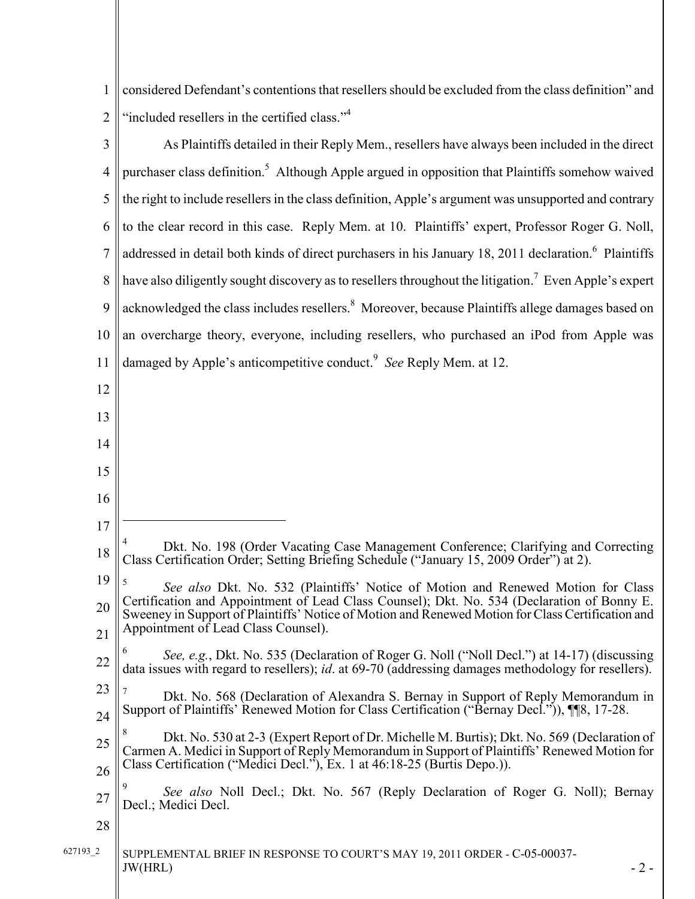considered Defendant's contentions that resellers should be excluded from the class definition" and "included resellers in the certified class."[4]

As Plaintiffs detailed in their Reply Mem., resellers have always been included in the direct purchaser class definition.[5] Although Apple argued in opposition that Plaintiffs somehow waived the right to include resellers in the class definition, Apple's argument was unsupported and contrary to the clear record in this case. Reply Mem. at 10. Plaintiffs' expert, Professor Roger G. Noll, addressed in detail both kinds of direct purchasers in his January 18, 2011 declaration.[6] Plaintiffs have also diligently sought discovery as to resellers throughout the litigation.[7] Even Apple's expert acknowledged the class includes resellers.[8] Moreover, because Plaintiffs allege damages based on an overcharge theory, everyone, including resellers, who purchased an iPod from Apple was damaged by Apple's anticompetitive conduct.[9] *See* Reply Mem. at 12.

---

[4] Dkt. No. 198 (Order Vacating Case Management Conference; Clarifying and Correcting Class Certification Order; Setting Briefing Schedule ("January 15, 2009 Order") at 2).

[5] *See also* Dkt. No. 532 (Plaintiffs' Notice of Motion and Renewed Motion for Class Certification and Appointment of Lead Class Counsel); Dkt. No. 534 (Declaration of Bonny E. Sweeney in Support of Plaintiffs' Notice of Motion and Renewed Motion for Class Certification and Appointment of Lead Class Counsel).

[6] *See, e.g.*, Dkt. No. 535 (Declaration of Roger G. Noll ("Noll Decl.") at 14-17) (discussing data issues with regard to resellers); *id*. at 69-70 (addressing damages methodology for resellers).

[7] Dkt. No. 568 (Declaration of Alexandra S. Bernay in Support of Reply Memorandum in Support of Plaintiffs' Renewed Motion for Class Certification ("Bernay Decl.")), ¶¶8, 17-28.

[8] Dkt. No. 530 at 2-3 (Expert Report of Dr. Michelle M. Burtis); Dkt. No. 569 (Declaration of Carmen A. Medici in Support of Reply Memorandum in Support of Plaintiffs' Renewed Motion for Class Certification ("Medici Decl."), Ex. 1 at 46:18-25 (Burtis Depo.)).

[9] *See also* Noll Decl.; Dkt. No. 567 (Reply Declaration of Roger G. Noll); Bernay Decl.; Medici Decl.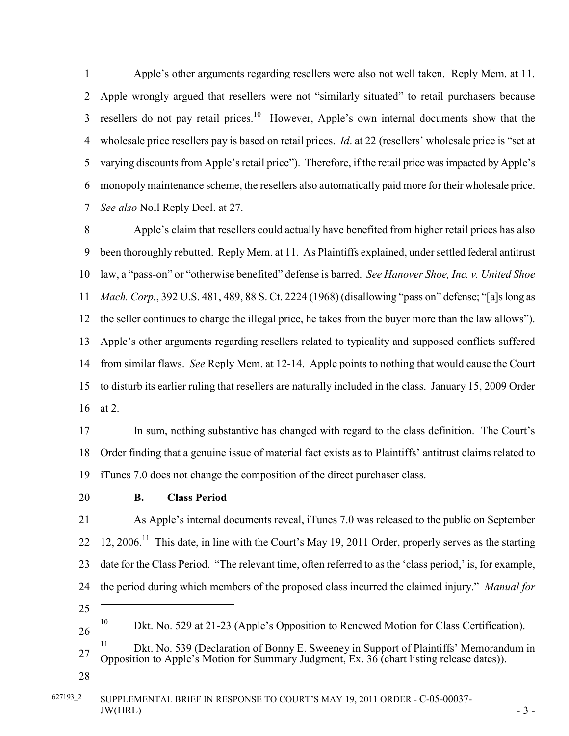Apple's other arguments regarding resellers were also not well taken. Reply Mem. at 11. Apple wrongly argued that resellers were not "similarly situated" to retail purchasers because resellers do not pay retail prices.[10] However, Apple's own internal documents show that the wholesale price resellers pay is based on retail prices. *Id*. at 22 (resellers' wholesale price is "set at varying discounts from Apple's retail price"). Therefore, if the retail price was impacted by Apple's monopoly maintenance scheme, the resellers also automatically paid more for their wholesale price. *See also* Noll Reply Decl. at 27.

Apple's claim that resellers could actually have benefited from higher retail prices has also been thoroughly rebutted. Reply Mem. at 11. As Plaintiffs explained, under settled federal antitrust law, a "pass-on" or "otherwise benefited" defense is barred. *See Hanover Shoe, Inc. v. United Shoe Mach. Corp.*, 392 U.S. 481, 489, 88 S. Ct. 2224 (1968) (disallowing "pass on" defense; "[a]s long as the seller continues to charge the illegal price, he takes from the buyer more than the law allows"). Apple's other arguments regarding resellers related to typicality and supposed conflicts suffered from similar flaws. *See* Reply Mem. at 12-14. Apple points to nothing that would cause the Court to disturb its earlier ruling that resellers are naturally included in the class. January 15, 2009 Order at 2.

In sum, nothing substantive has changed with regard to the class definition. The Court's Order finding that a genuine issue of material fact exists as to Plaintiffs' antitrust claims related to iTunes 7.0 does not change the composition of the direct purchaser class.

### B. Class Period

As Apple's internal documents reveal, iTunes 7.0 was released to the public on September 12, 2006.[11] This date, in line with the Court's May 19, 2011 Order, properly serves as the starting date for the Class Period. "The relevant time, often referred to as the 'class period,' is, for example, the period during which members of the proposed class incurred the claimed injury." *Manual for*

---

[10] Dkt. No. 529 at 21-23 (Apple's Opposition to Renewed Motion for Class Certification).

[11] Dkt. No. 539 (Declaration of Bonny E. Sweeney in Support of Plaintiffs' Memorandum in Opposition to Apple's Motion for Summary Judgment, Ex. 36 (chart listing release dates)).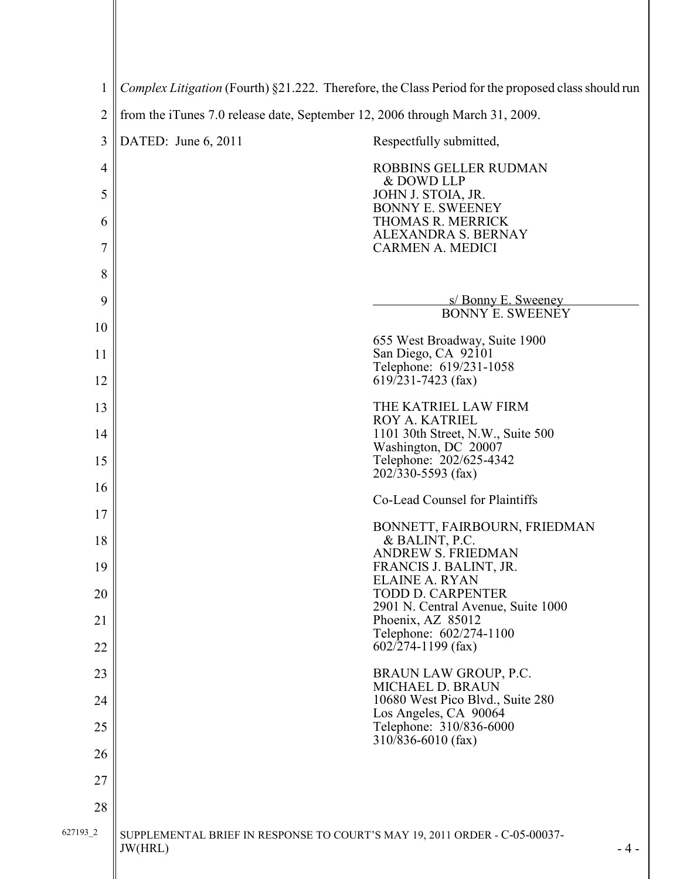*Complex Litigation* (Fourth) §21.222. Therefore, the Class Period for the proposed class should run from the iTunes 7.0 release date, September 12, 2006 through March 31, 2009.

DATED: June 6, 2011

Respectfully submitted,

ROBBINS GELLER RUDMAN
& DOWD LLP
JOHN J. STOIA, JR.
BONNY E. SWEENEY
THOMAS R. MERRICK
ALEXANDRA S. BERNAY
CARMEN A. MEDICI

s/ Bonny E. Sweeney
BONNY E. SWEENEY

655 West Broadway, Suite 1900
San Diego, CA 92101
Telephone: 619/231-1058
619/231-7423 (fax)

THE KATRIEL LAW FIRM
ROY A. KATRIEL
1101 30th Street, N.W., Suite 500
Washington, DC 20007
Telephone: 202/625-4342
202/330-5593 (fax)

Co-Lead Counsel for Plaintiffs

BONNETT, FAIRBOURN, FRIEDMAN
& BALINT, P.C.
ANDREW S. FRIEDMAN
FRANCIS J. BALINT, JR.
ELAINE A. RYAN
TODD D. CARPENTER
2901 N. Central Avenue, Suite 1000
Phoenix, AZ 85012
Telephone: 602/274-1100
602/274-1199 (fax)

BRAUN LAW GROUP, P.C.
MICHAEL D. BRAUN
10680 West Pico Blvd., Suite 280
Los Angeles, CA 90064
Telephone: 310/836-6000
310/836-6010 (fax)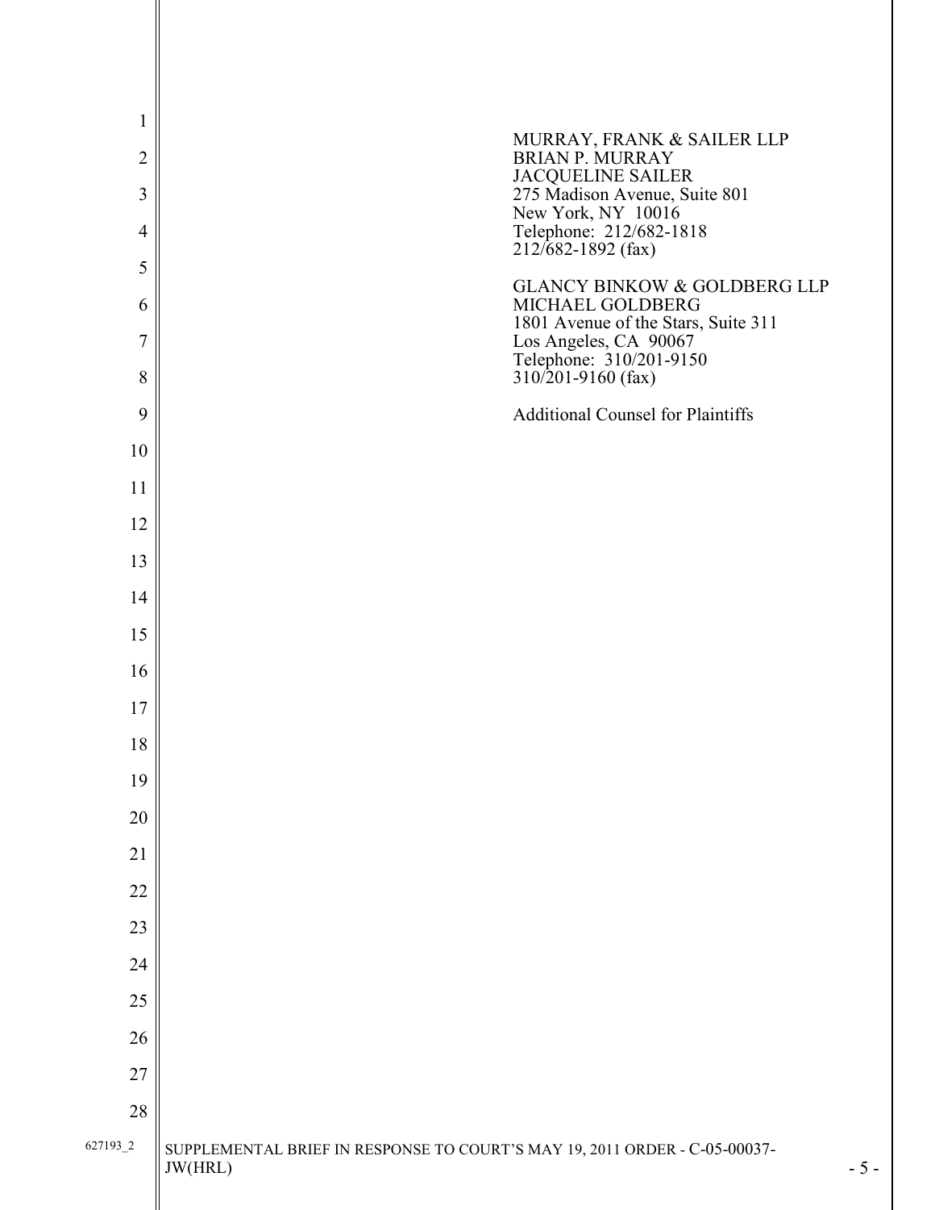MURRAY, FRANK & SAILER LLP
BRIAN P. MURRAY
JACQUELINE SAILER
275 Madison Avenue, Suite 801
New York, NY 10016
Telephone: 212/682-1818
212/682-1892 (fax)

GLANCY BINKOW & GOLDBERG LLP
MICHAEL GOLDBERG
1801 Avenue of the Stars, Suite 311
Los Angeles, CA 90067
Telephone: 310/201-9150
310/201-9160 (fax)

Additional Counsel for Plaintiffs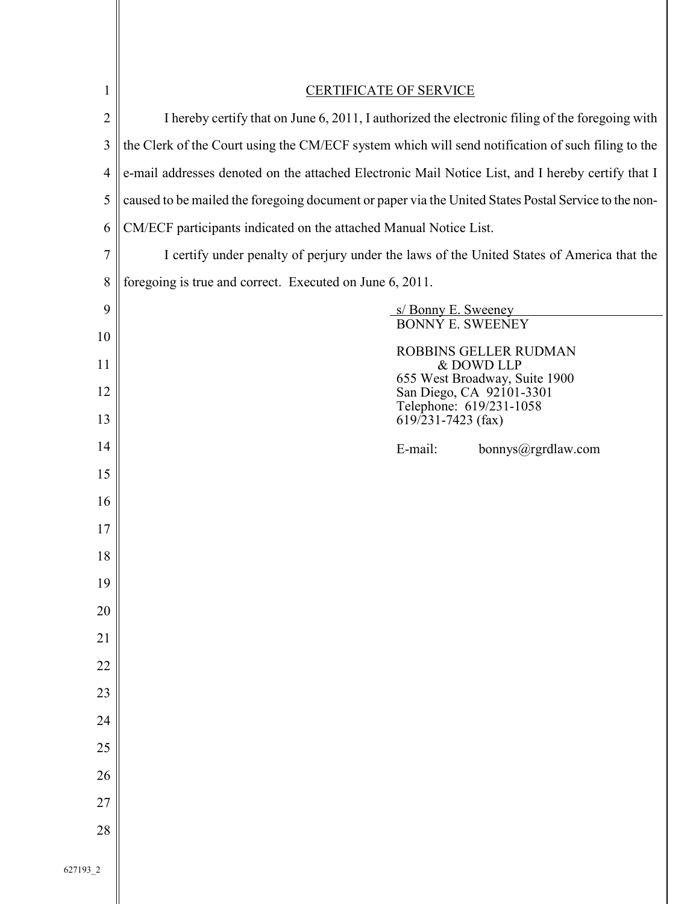## CERTIFICATE OF SERVICE

I hereby certify that on June 6, 2011, I authorized the electronic filing of the foregoing with the Clerk of the Court using the CM/ECF system which will send notification of such filing to the e-mail addresses denoted on the attached Electronic Mail Notice List, and I hereby certify that I caused to be mailed the foregoing document or paper via the United States Postal Service to the non-CM/ECF participants indicated on the attached Manual Notice List.

I certify under penalty of perjury under the laws of the United States of America that the foregoing is true and correct. Executed on June 6, 2011.

s/ Bonny E. Sweeney
BONNY E. SWEENEY

ROBBINS GELLER RUDMAN
& DOWD LLP
655 West Broadway, Suite 1900
San Diego, CA 92101-3301
Telephone: 619/231-1058
619/231-7423 (fax)

E-mail: bonnys@rgrdlaw.com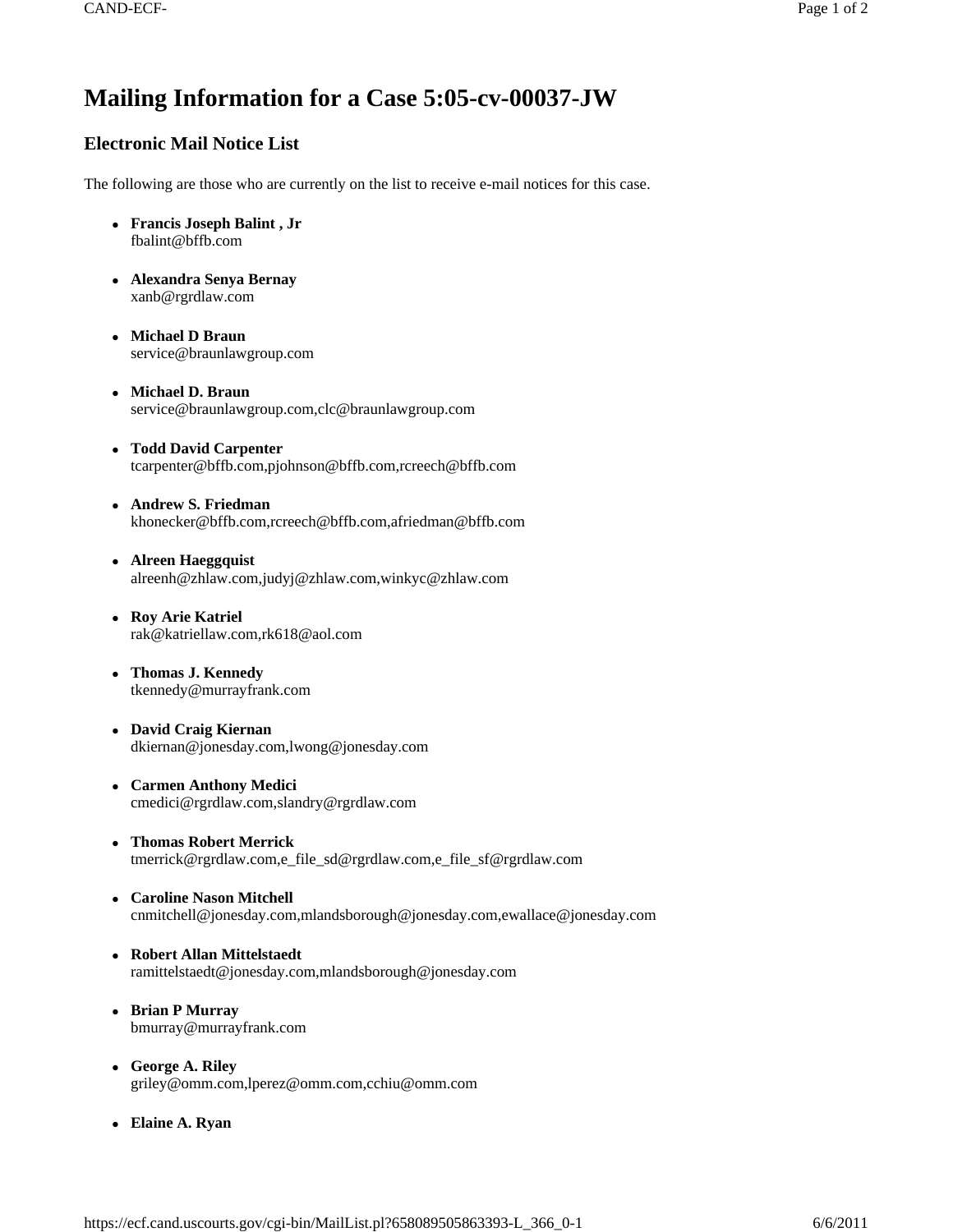# Mailing Information for a Case 5:05-cv-00037-JW

## Electronic Mail Notice List

The following are those who are currently on the list to receive e-mail notices for this case.

- **Francis Joseph Balint , Jr**
  fbalint@bffb.com

- **Alexandra Senya Bernay**
  xanb@rgrdlaw.com

- **Michael D Braun**
  service@braunlawgroup.com

- **Michael D. Braun**
  service@braunlawgroup.com,clc@braunlawgroup.com

- **Todd David Carpenter**
  tcarpenter@bffb.com,pjohnson@bffb.com,rcreech@bffb.com

- **Andrew S. Friedman**
  khonecker@bffb.com,rcreech@bffb.com,afriedman@bffb.com

- **Alreen Haeggquist**
  alreenh@zhlaw.com,judyj@zhlaw.com,winkyc@zhlaw.com

- **Roy Arie Katriel**
  rak@katriellaw.com,rk618@aol.com

- **Thomas J. Kennedy**
  tkennedy@murrayfrank.com

- **David Craig Kiernan**
  dkiernan@jonesday.com,lwong@jonesday.com

- **Carmen Anthony Medici**
  cmedici@rgrdlaw.com,slandry@rgrdlaw.com

- **Thomas Robert Merrick**
  tmerrick@rgrdlaw.com,e_file_sd@rgrdlaw.com,e_file_sf@rgrdlaw.com

- **Caroline Nason Mitchell**
  cnmitchell@jonesday.com,mlandsborough@jonesday.com,ewallace@jonesday.com

- **Robert Allan Mittelstaedt**
  ramittelstaedt@jonesday.com,mlandsborough@jonesday.com

- **Brian P Murray**
  bmurray@murrayfrank.com

- **George A. Riley**
  griley@omm.com,lperez@omm.com,cchiu@omm.com

- **Elaine A. Ryan**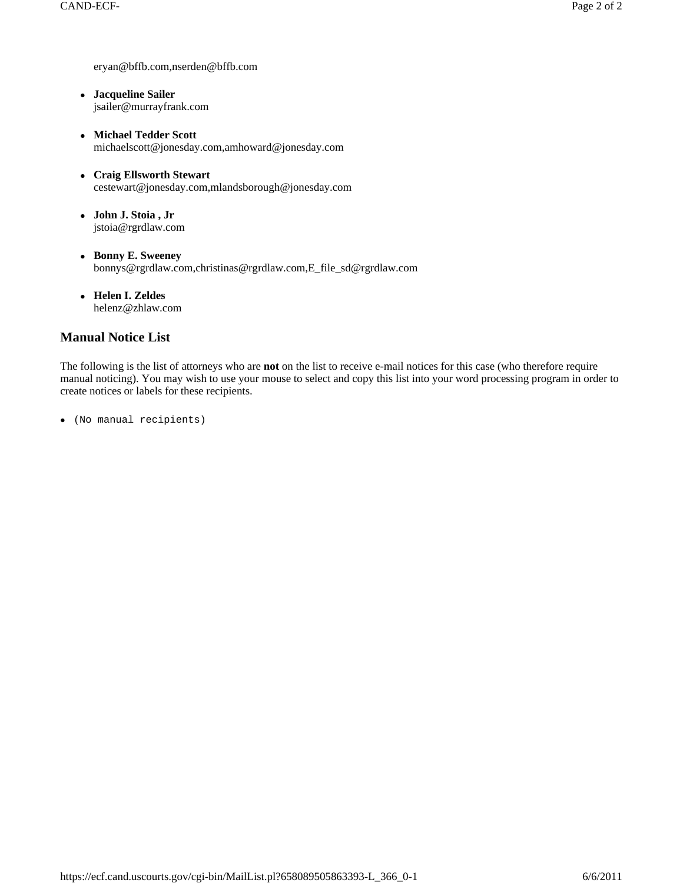eryan@bffb.com,nserden@bffb.com

- **Jacqueline Sailer**
  jsailer@murrayfrank.com

- **Michael Tedder Scott**
  michaelscott@jonesday.com,amhoward@jonesday.com

- **Craig Ellsworth Stewart**
  cestewart@jonesday.com,mlandsborough@jonesday.com

- **John J. Stoia , Jr**
  jstoia@rgrdlaw.com

- **Bonny E. Sweeney**
  bonnys@rgrdlaw.com,christinas@rgrdlaw.com,E_file_sd@rgrdlaw.com

- **Helen I. Zeldes**
  helenz@zhlaw.com

## Manual Notice List

The following is the list of attorneys who are **not** on the list to receive e-mail notices for this case (who therefore require manual noticing). You may wish to use your mouse to select and copy this list into your word processing program in order to create notices or labels for these recipients.

- (No manual recipients)